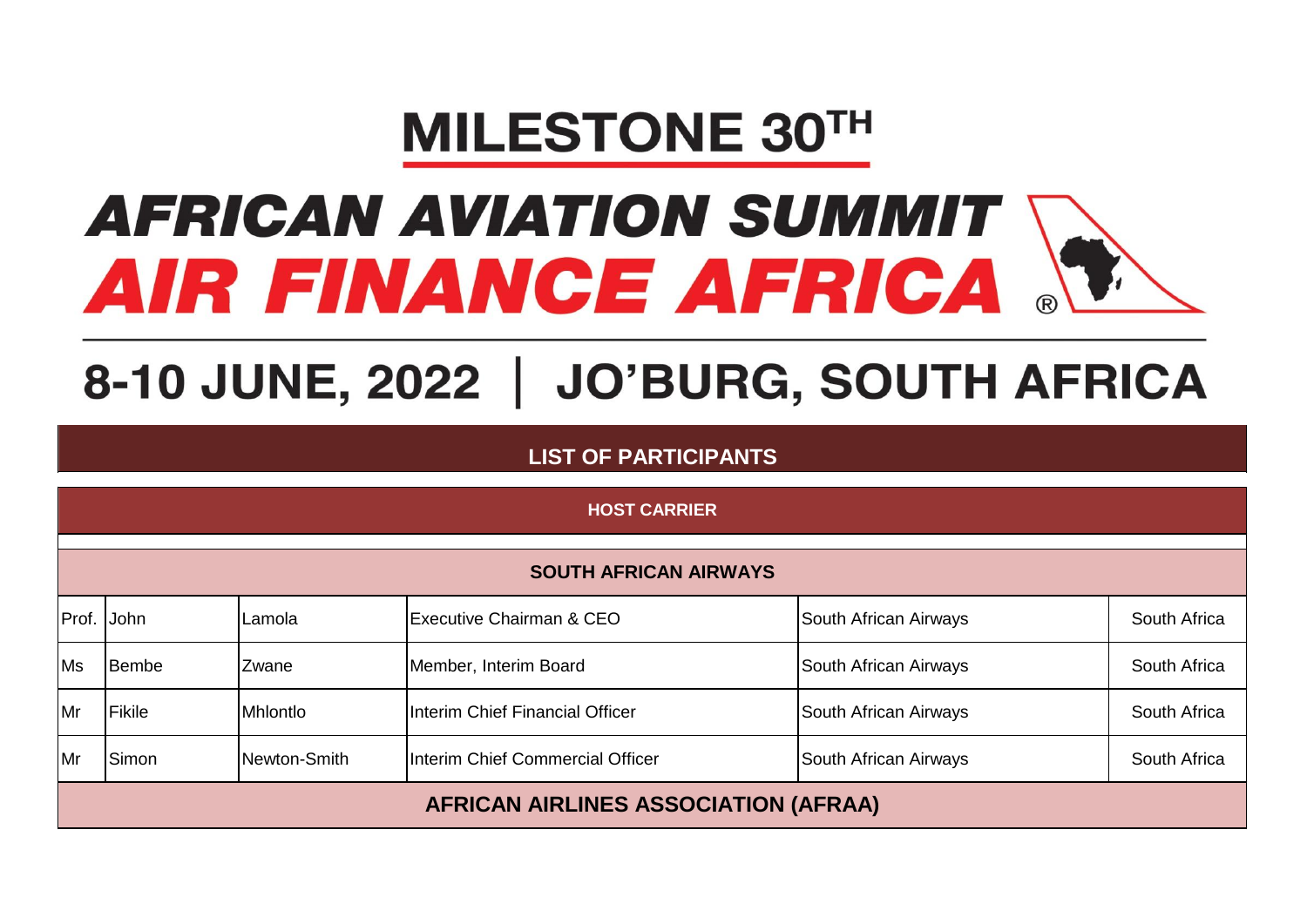# MILESTONE 30TH

# AFRICAN AVIATION SUMMIT
# AIR FINANCE AFRICA ®

## 8-10 JUNE, 2022 | JO'BURG, SOUTH AFRICA

## LIST OF PARTICIPANTS

### HOST CARRIER

| SOUTH AFRICAN AIRWAYS | | | | | |
|---|---|---|---|---|---|
| Prof. | John | Lamola | Executive Chairman & CEO | South African Airways | South Africa |
| Ms | Bembe | Zwane | Member, Interim Board | South African Airways | South Africa |
| Mr | Fikile | Mhlontlo | Interim Chief Financial Officer | South African Airways | South Africa |
| Mr | Simon | Newton-Smith | Interim Chief Commercial Officer | South African Airways | South Africa |

### AFRICAN AIRLINES ASSOCIATION (AFRAA)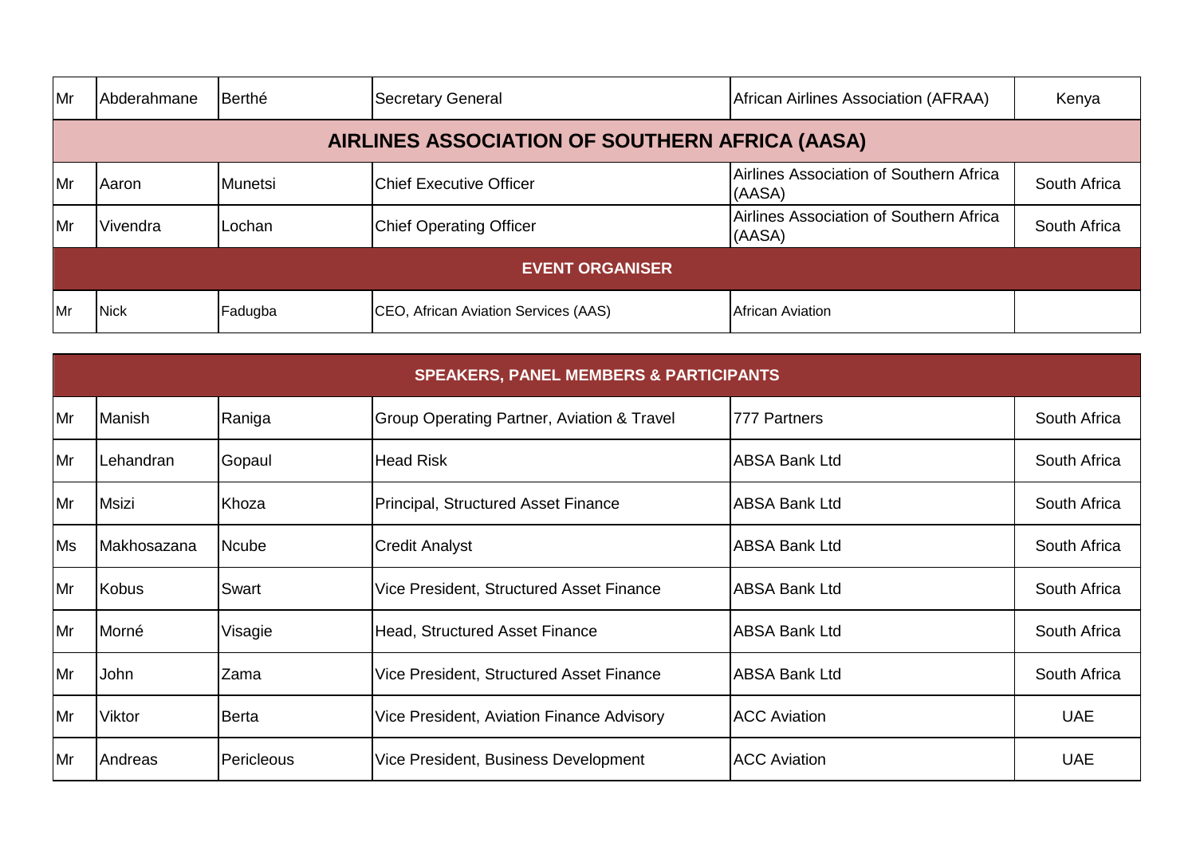| | | | | | |
|---|---|---|---|---|---|
| Mr | Abderahmane | Berthé | Secretary General | African Airlines Association (AFRAA) | Kenya |
| **AIRLINES ASSOCIATION OF SOUTHERN AFRICA (AASA)** | | | | | |
| Mr | Aaron | Munetsi | Chief Executive Officer | Airlines Association of Southern Africa (AASA) | South Africa |
| Mr | Vivendra | Lochan | Chief Operating Officer | Airlines Association of Southern Africa (AASA) | South Africa |
| **EVENT ORGANISER** | | | | | |
| Mr | Nick | Fadugba | CEO, African Aviation Services (AAS) | African Aviation | |

| **SPEAKERS, PANEL MEMBERS & PARTICIPANTS** | | | | | |
|---|---|---|---|---|---|
| Mr | Manish | Raniga | Group Operating Partner, Aviation & Travel | 777 Partners | South Africa |
| Mr | Lehandran | Gopaul | Head Risk | ABSA Bank Ltd | South Africa |
| Mr | Msizi | Khoza | Principal, Structured Asset Finance | ABSA Bank Ltd | South Africa |
| Ms | Makhosazana | Ncube | Credit Analyst | ABSA Bank Ltd | South Africa |
| Mr | Kobus | Swart | Vice President, Structured Asset Finance | ABSA Bank Ltd | South Africa |
| Mr | Morné | Visagie | Head, Structured Asset Finance | ABSA Bank Ltd | South Africa |
| Mr | John | Zama | Vice President, Structured Asset Finance | ABSA Bank Ltd | South Africa |
| Mr | Viktor | Berta | Vice President, Aviation Finance Advisory | ACC Aviation | UAE |
| Mr | Andreas | Pericleous | Vice President, Business Development | ACC Aviation | UAE |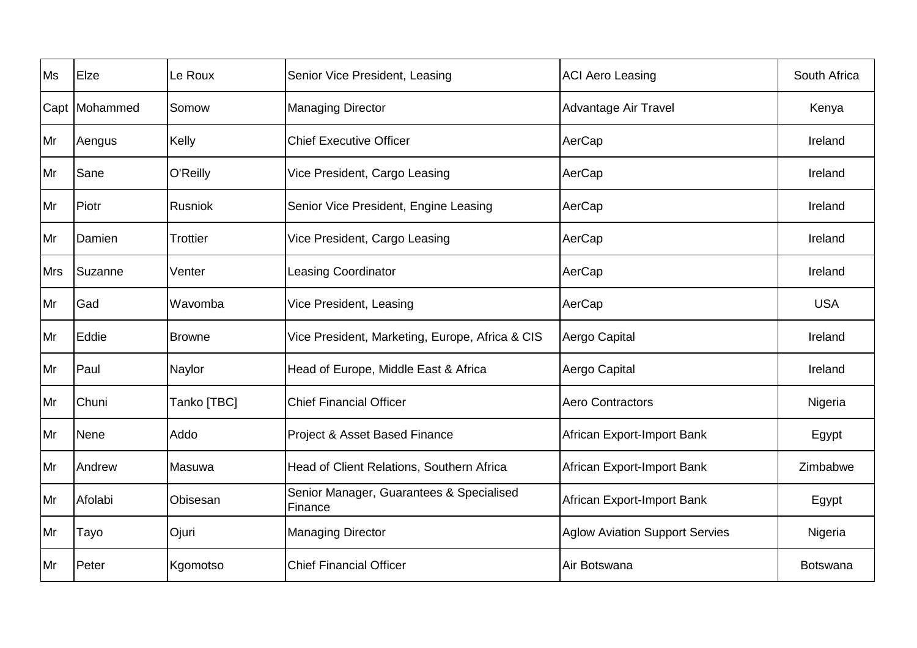| | | | | | |
|---|---|---|---|---|---|
| Ms | Elze | Le Roux | Senior Vice President, Leasing | ACI Aero Leasing | South Africa |
| Capt | Mohammed | Somow | Managing Director | Advantage Air Travel | Kenya |
| Mr | Aengus | Kelly | Chief Executive Officer | AerCap | Ireland |
| Mr | Sane | O'Reilly | Vice President, Cargo Leasing | AerCap | Ireland |
| Mr | Piotr | Rusniok | Senior Vice President, Engine Leasing | AerCap | Ireland |
| Mr | Damien | Trottier | Vice President, Cargo Leasing | AerCap | Ireland |
| Mrs | Suzanne | Venter | Leasing Coordinator | AerCap | Ireland |
| Mr | Gad | Wavomba | Vice President, Leasing | AerCap | USA |
| Mr | Eddie | Browne | Vice President, Marketing, Europe, Africa & CIS | Aergo Capital | Ireland |
| Mr | Paul | Naylor | Head of Europe, Middle East & Africa | Aergo Capital | Ireland |
| Mr | Chuni | Tanko [TBC] | Chief Financial Officer | Aero Contractors | Nigeria |
| Mr | Nene | Addo | Project & Asset Based Finance | African Export-Import Bank | Egypt |
| Mr | Andrew | Masuwa | Head of Client Relations, Southern Africa | African Export-Import Bank | Zimbabwe |
| Mr | Afolabi | Obisesan | Senior Manager, Guarantees & Specialised Finance | African Export-Import Bank | Egypt |
| Mr | Tayo | Ojuri | Managing Director | Aglow Aviation Support Servies | Nigeria |
| Mr | Peter | Kgomotso | Chief Financial Officer | Air Botswana | Botswana |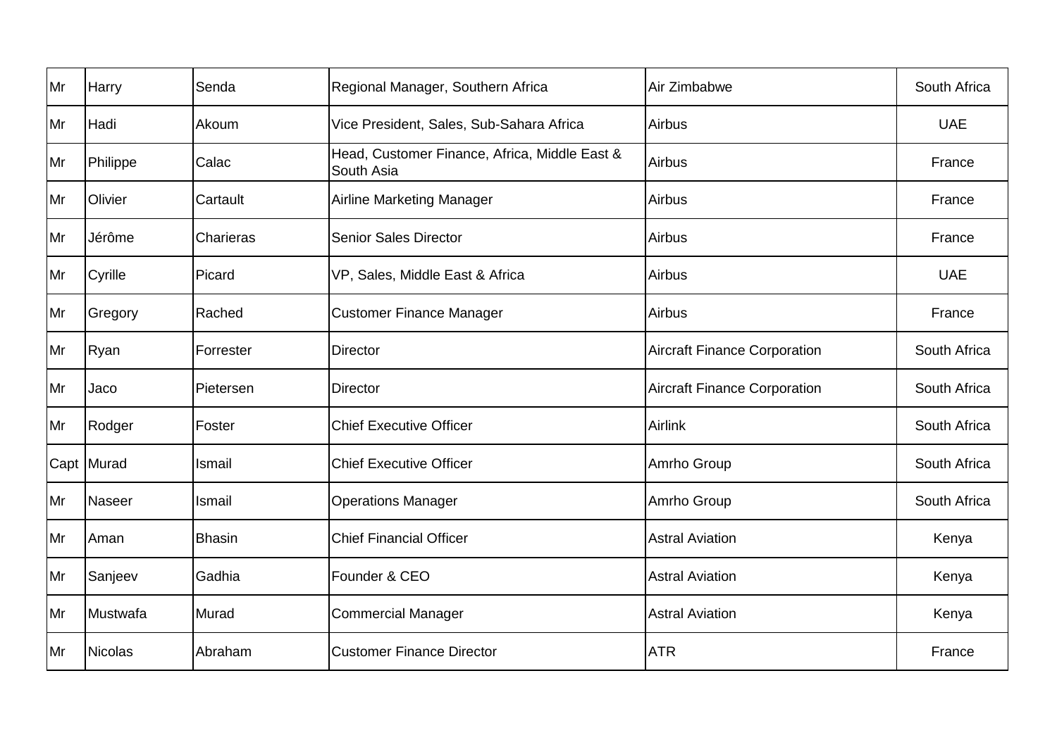| | | | | | |
|---|---|---|---|---|---|
| Mr | Harry | Senda | Regional Manager, Southern Africa | Air Zimbabwe | South Africa |
| Mr | Hadi | Akoum | Vice President, Sales, Sub-Sahara Africa | Airbus | UAE |
| Mr | Philippe | Calac | Head, Customer Finance, Africa, Middle East & South Asia | Airbus | France |
| Mr | Olivier | Cartault | Airline Marketing Manager | Airbus | France |
| Mr | Jérôme | Charieras | Senior Sales Director | Airbus | France |
| Mr | Cyrille | Picard | VP, Sales, Middle East & Africa | Airbus | UAE |
| Mr | Gregory | Rached | Customer Finance Manager | Airbus | France |
| Mr | Ryan | Forrester | Director | Aircraft Finance Corporation | South Africa |
| Mr | Jaco | Pietersen | Director | Aircraft Finance Corporation | South Africa |
| Mr | Rodger | Foster | Chief Executive Officer | Airlink | South Africa |
| Capt | Murad | Ismail | Chief Executive Officer | Amrho Group | South Africa |
| Mr | Naseer | Ismail | Operations Manager | Amrho Group | South Africa |
| Mr | Aman | Bhasin | Chief Financial Officer | Astral Aviation | Kenya |
| Mr | Sanjeev | Gadhia | Founder & CEO | Astral Aviation | Kenya |
| Mr | Mustwafa | Murad | Commercial Manager | Astral Aviation | Kenya |
| Mr | Nicolas | Abraham | Customer Finance Director | ATR | France |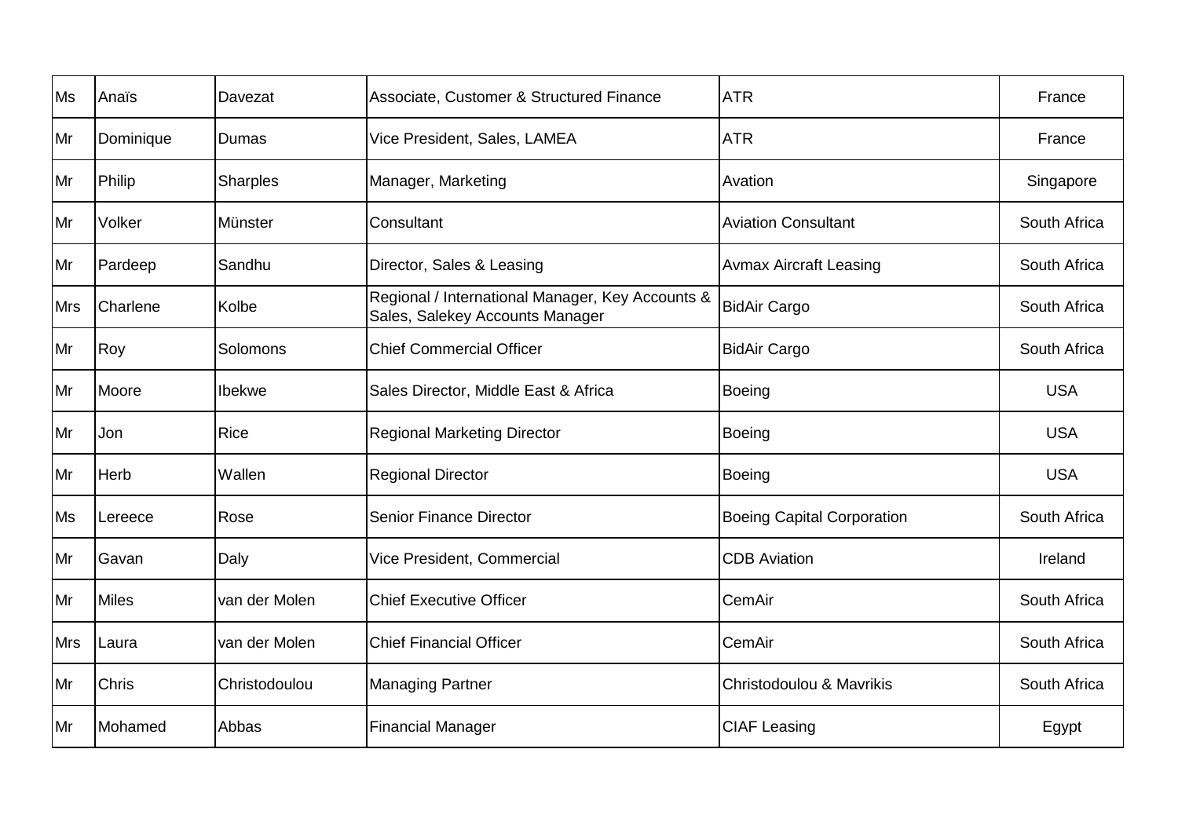| | | | | | |
|---|---|---|---|---|---|
| Ms | Anaïs | Davezat | Associate, Customer & Structured Finance | ATR | France |
| Mr | Dominique | Dumas | Vice President, Sales, LAMEA | ATR | France |
| Mr | Philip | Sharples | Manager, Marketing | Avation | Singapore |
| Mr | Volker | Münster | Consultant | Aviation Consultant | South Africa |
| Mr | Pardeep | Sandhu | Director, Sales & Leasing | Avmax Aircraft Leasing | South Africa |
| Mrs | Charlene | Kolbe | Regional / International Manager, Key Accounts & Sales, Salekey Accounts Manager | BidAir Cargo | South Africa |
| Mr | Roy | Solomons | Chief Commercial Officer | BidAir Cargo | South Africa |
| Mr | Moore | Ibekwe | Sales Director, Middle East & Africa | Boeing | USA |
| Mr | Jon | Rice | Regional Marketing Director | Boeing | USA |
| Mr | Herb | Wallen | Regional Director | Boeing | USA |
| Ms | Lereece | Rose | Senior Finance Director | Boeing Capital Corporation | South Africa |
| Mr | Gavan | Daly | Vice President, Commercial | CDB Aviation | Ireland |
| Mr | Miles | van der Molen | Chief Executive Officer | CemAir | South Africa |
| Mrs | Laura | van der Molen | Chief Financial Officer | CemAir | South Africa |
| Mr | Chris | Christodoulou | Managing Partner | Christodoulou & Mavrikis | South Africa |
| Mr | Mohamed | Abbas | Financial Manager | CIAF Leasing | Egypt |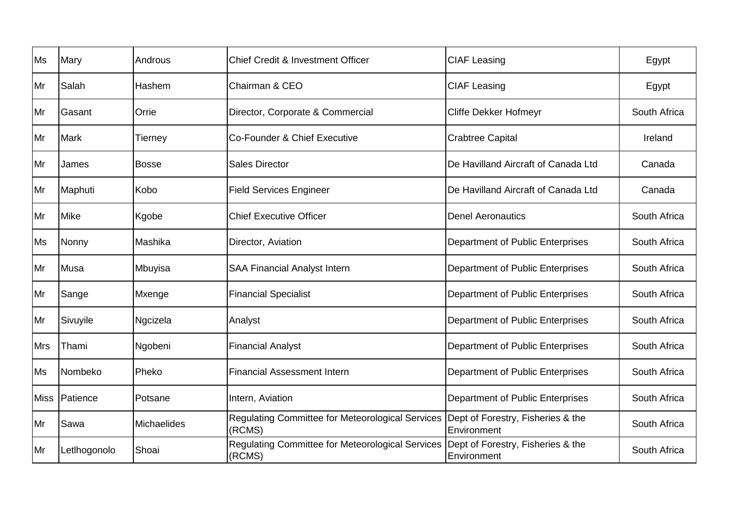| Ms | Mary | Androus | Chief Credit & Investment Officer | CIAF Leasing | Egypt |
|---|---|---|---|---|---|
| Mr | Salah | Hashem | Chairman & CEO | CIAF Leasing | Egypt |
| Mr | Gasant | Orrie | Director, Corporate & Commercial | Cliffe Dekker Hofmeyr | South Africa |
| Mr | Mark | Tierney | Co-Founder & Chief Executive | Crabtree Capital | Ireland |
| Mr | James | Bosse | Sales Director | De Havilland Aircraft of Canada Ltd | Canada |
| Mr | Maphuti | Kobo | Field Services Engineer | De Havilland Aircraft of Canada Ltd | Canada |
| Mr | Mike | Kgobe | Chief Executive Officer | Denel Aeronautics | South Africa |
| Ms | Nonny | Mashika | Director, Aviation | Department of Public Enterprises | South Africa |
| Mr | Musa | Mbuyisa | SAA Financial Analyst Intern | Department of Public Enterprises | South Africa |
| Mr | Sange | Mxenge | Financial Specialist | Department of Public Enterprises | South Africa |
| Mr | Sivuyile | Ngcizela | Analyst | Department of Public Enterprises | South Africa |
| Mrs | Thami | Ngobeni | Financial Analyst | Department of Public Enterprises | South Africa |
| Ms | Nombeko | Pheko | Financial Assessment Intern | Department of Public Enterprises | South Africa |
| Miss | Patience | Potsane | Intern, Aviation | Department of Public Enterprises | South Africa |
| Mr | Sawa | Michaelides | Regulating Committee for Meteorological Services (RCMS) | Dept of Forestry, Fisheries & the Environment | South Africa |
| Mr | Letlhogonolo | Shoai | Regulating Committee for Meteorological Services (RCMS) | Dept of Forestry, Fisheries & the Environment | South Africa |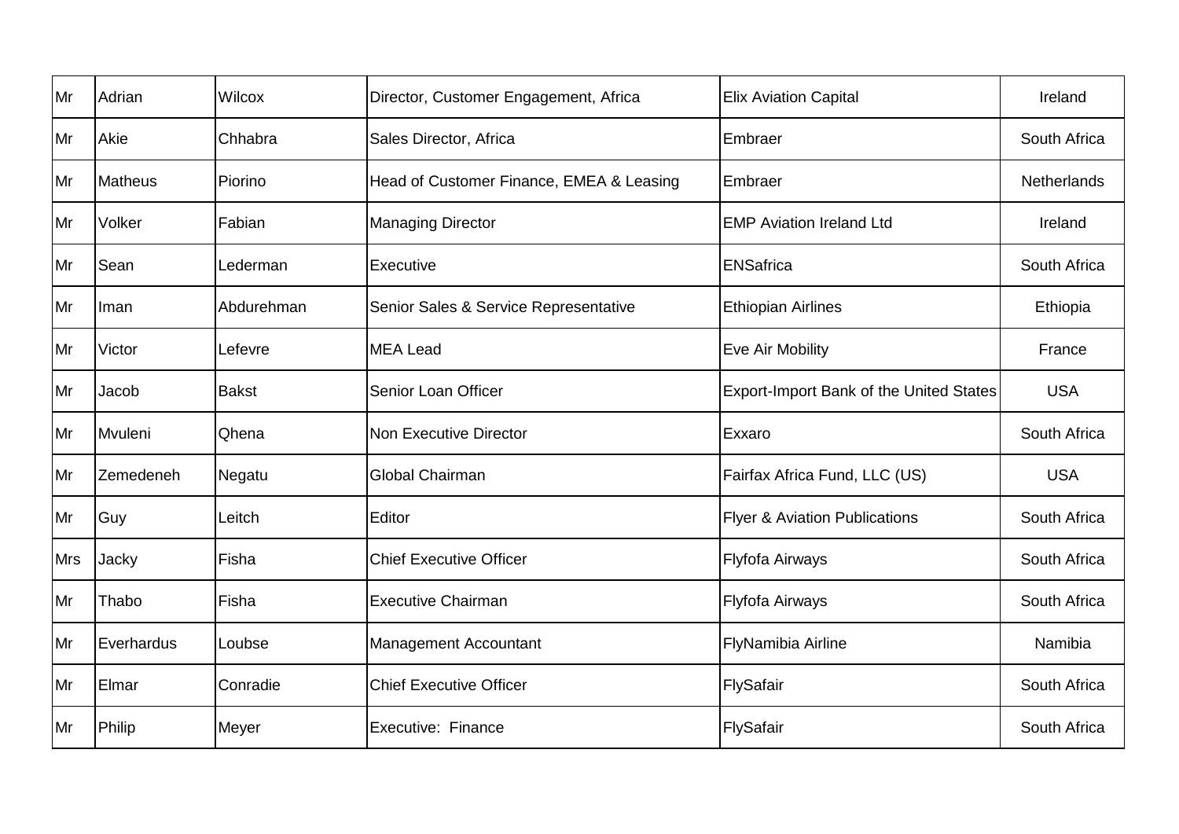| | | | | | |
|---|---|---|---|---|---|
| Mr | Adrian | Wilcox | Director, Customer Engagement, Africa | Elix Aviation Capital | Ireland |
| Mr | Akie | Chhabra | Sales Director, Africa | Embraer | South Africa |
| Mr | Matheus | Piorino | Head of Customer Finance, EMEA & Leasing | Embraer | Netherlands |
| Mr | Volker | Fabian | Managing Director | EMP Aviation Ireland Ltd | Ireland |
| Mr | Sean | Lederman | Executive | ENSafrica | South Africa |
| Mr | Iman | Abdurehman | Senior Sales & Service Representative | Ethiopian Airlines | Ethiopia |
| Mr | Victor | Lefevre | MEA Lead | Eve Air Mobility | France |
| Mr | Jacob | Bakst | Senior Loan Officer | Export-Import Bank of the United States | USA |
| Mr | Mvuleni | Qhena | Non Executive Director | Exxaro | South Africa |
| Mr | Zemedeneh | Negatu | Global Chairman | Fairfax Africa Fund, LLC (US) | USA |
| Mr | Guy | Leitch | Editor | Flyer & Aviation Publications | South Africa |
| Mrs | Jacky | Fisha | Chief Executive Officer | Flyfofa Airways | South Africa |
| Mr | Thabo | Fisha | Executive Chairman | Flyfofa Airways | South Africa |
| Mr | Everhardus | Loubse | Management Accountant | FlyNamibia Airline | Namibia |
| Mr | Elmar | Conradie | Chief Executive Officer | FlySafair | South Africa |
| Mr | Philip | Meyer | Executive:  Finance | FlySafair | South Africa |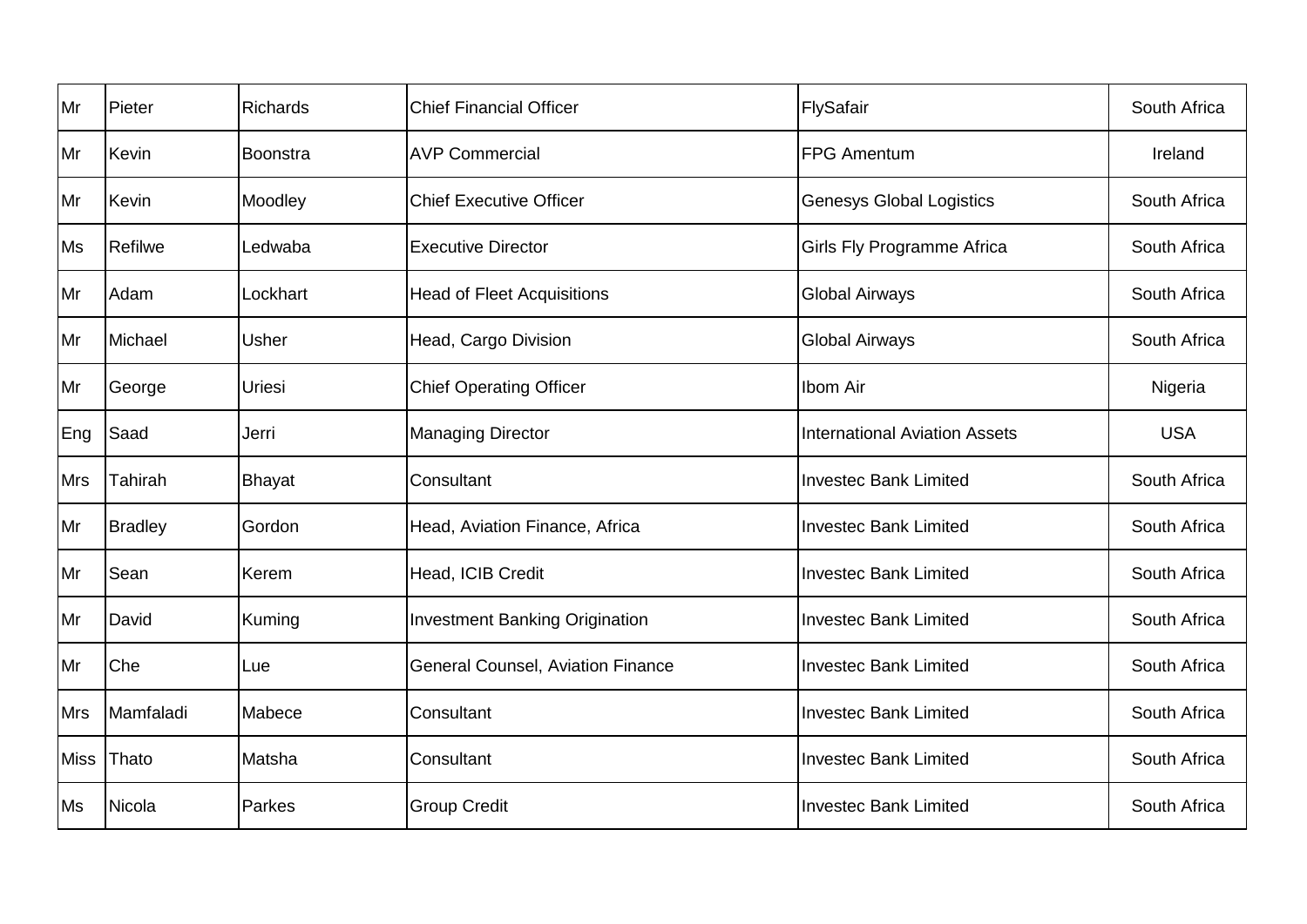| | | | | | |
|---|---|---|---|---|---|
| Mr | Pieter | Richards | Chief Financial Officer | FlySafair | South Africa |
| Mr | Kevin | Boonstra | AVP Commercial | FPG Amentum | Ireland |
| Mr | Kevin | Moodley | Chief Executive Officer | Genesys Global Logistics | South Africa |
| Ms | Refilwe | Ledwaba | Executive Director | Girls Fly Programme Africa | South Africa |
| Mr | Adam | Lockhart | Head of Fleet Acquisitions | Global Airways | South Africa |
| Mr | Michael | Usher | Head, Cargo Division | Global Airways | South Africa |
| Mr | George | Uriesi | Chief Operating Officer | Ibom Air | Nigeria |
| Eng | Saad | Jerri | Managing Director | International Aviation Assets | USA |
| Mrs | Tahirah | Bhayat | Consultant | Investec Bank Limited | South Africa |
| Mr | Bradley | Gordon | Head, Aviation Finance, Africa | Investec Bank Limited | South Africa |
| Mr | Sean | Kerem | Head, ICIB Credit | Investec Bank Limited | South Africa |
| Mr | David | Kuming | Investment Banking Origination | Investec Bank Limited | South Africa |
| Mr | Che | Lue | General Counsel, Aviation Finance | Investec Bank Limited | South Africa |
| Mrs | Mamfaladi | Mabece | Consultant | Investec Bank Limited | South Africa |
| Miss | Thato | Matsha | Consultant | Investec Bank Limited | South Africa |
| Ms | Nicola | Parkes | Group Credit | Investec Bank Limited | South Africa |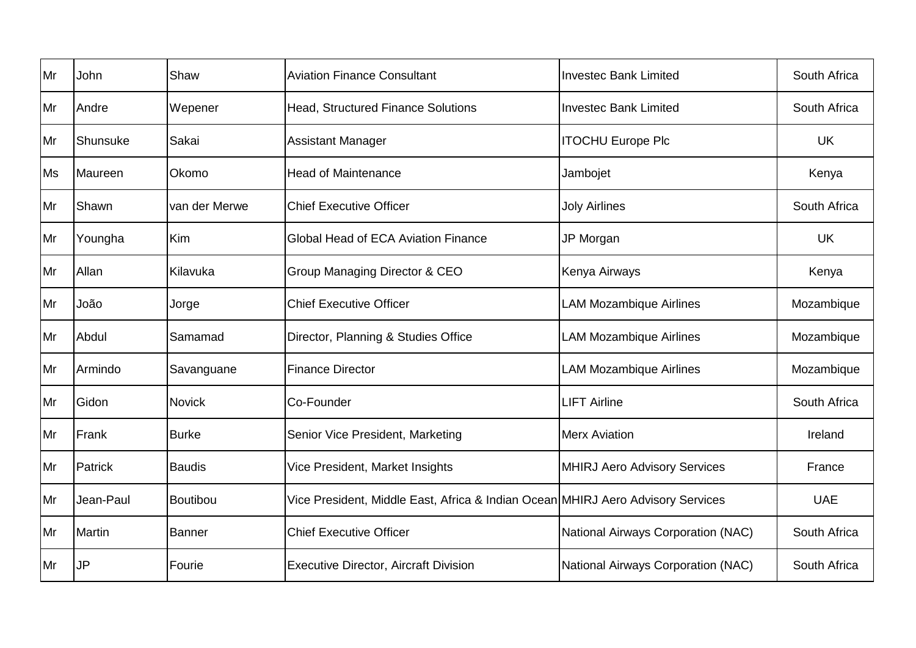| Mr | John | Shaw | Aviation Finance Consultant | Investec Bank Limited | South Africa |
|---|---|---|---|---|---|
| Mr | Andre | Wepener | Head, Structured Finance Solutions | Investec Bank Limited | South Africa |
| Mr | Shunsuke | Sakai | Assistant Manager | ITOCHU Europe Plc | UK |
| Ms | Maureen | Okomo | Head of Maintenance | Jambojet | Kenya |
| Mr | Shawn | van der Merwe | Chief Executive Officer | Joly Airlines | South Africa |
| Mr | Youngha | Kim | Global Head of ECA Aviation Finance | JP Morgan | UK |
| Mr | Allan | Kilavuka | Group Managing Director & CEO | Kenya Airways | Kenya |
| Mr | João | Jorge | Chief Executive Officer | LAM Mozambique Airlines | Mozambique |
| Mr | Abdul | Samamad | Director, Planning & Studies Office | LAM Mozambique Airlines | Mozambique |
| Mr | Armindo | Savanguane | Finance Director | LAM Mozambique Airlines | Mozambique |
| Mr | Gidon | Novick | Co-Founder | LIFT Airline | South Africa |
| Mr | Frank | Burke | Senior Vice President, Marketing | Merx Aviation | Ireland |
| Mr | Patrick | Baudis | Vice President, Market Insights | MHIRJ Aero Advisory Services | France |
| Mr | Jean-Paul | Boutibou | Vice President, Middle East, Africa & Indian Ocean | MHIRJ Aero Advisory Services | UAE |
| Mr | Martin | Banner | Chief Executive Officer | National Airways Corporation (NAC) | South Africa |
| Mr | JP | Fourie | Executive Director, Aircraft Division | National Airways Corporation (NAC) | South Africa |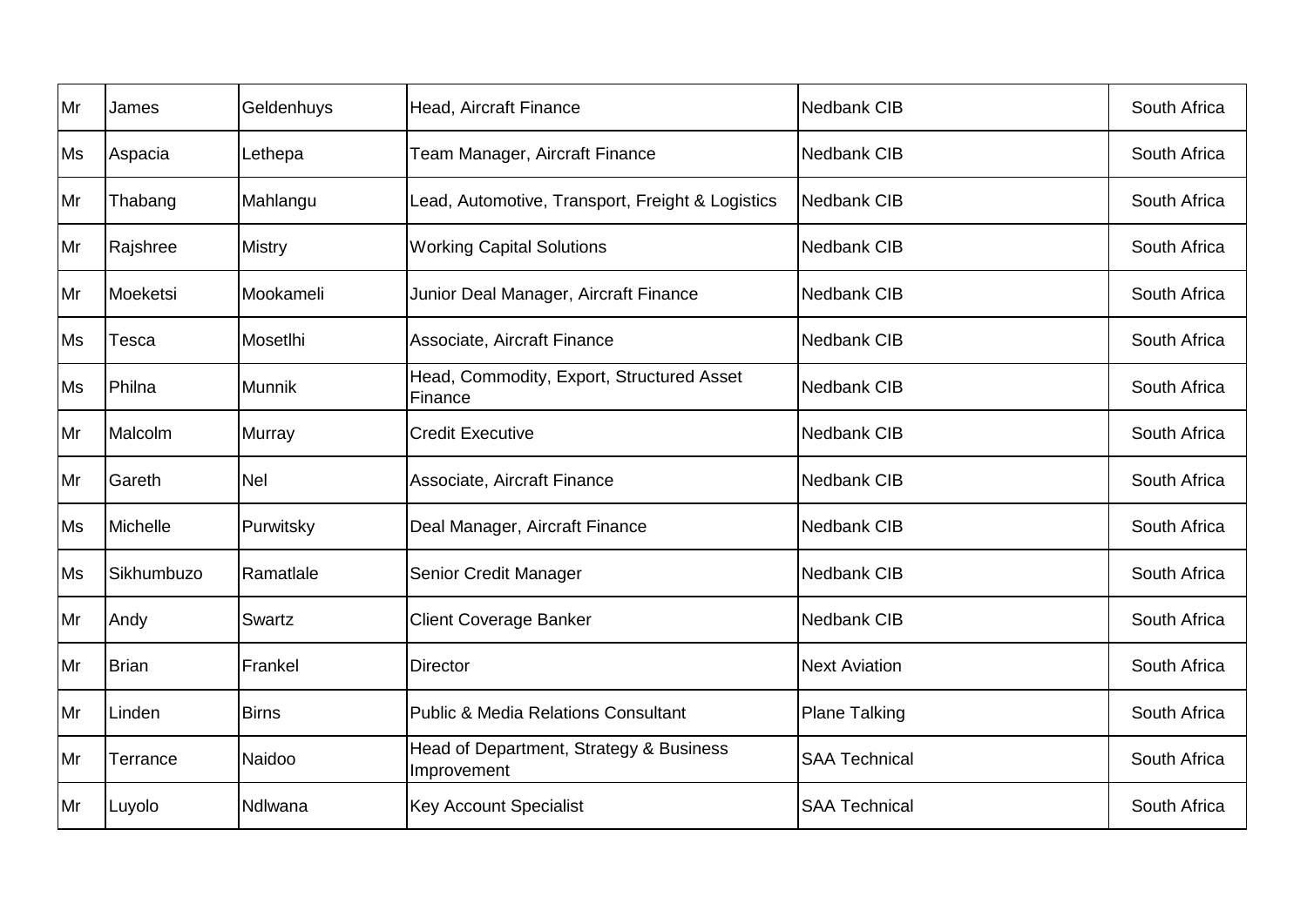| | | | | | |
|---|---|---|---|---|---|
| Mr | James | Geldenhuys | Head, Aircraft Finance | Nedbank CIB | South Africa |
| Ms | Aspacia | Lethepa | Team Manager, Aircraft Finance | Nedbank CIB | South Africa |
| Mr | Thabang | Mahlangu | Lead, Automotive, Transport, Freight & Logistics | Nedbank CIB | South Africa |
| Mr | Rajshree | Mistry | Working Capital Solutions | Nedbank CIB | South Africa |
| Mr | Moeketsi | Mookameli | Junior Deal Manager, Aircraft Finance | Nedbank CIB | South Africa |
| Ms | Tesca | Mosetlhi | Associate, Aircraft Finance | Nedbank CIB | South Africa |
| Ms | Philna | Munnik | Head, Commodity, Export, Structured Asset Finance | Nedbank CIB | South Africa |
| Mr | Malcolm | Murray | Credit Executive | Nedbank CIB | South Africa |
| Mr | Gareth | Nel | Associate, Aircraft Finance | Nedbank CIB | South Africa |
| Ms | Michelle | Purwitsky | Deal Manager, Aircraft Finance | Nedbank CIB | South Africa |
| Ms | Sikhumbuzo | Ramatlale | Senior Credit Manager | Nedbank CIB | South Africa |
| Mr | Andy | Swartz | Client Coverage Banker | Nedbank CIB | South Africa |
| Mr | Brian | Frankel | Director | Next Aviation | South Africa |
| Mr | Linden | Birns | Public & Media Relations Consultant | Plane Talking | South Africa |
| Mr | Terrance | Naidoo | Head of Department, Strategy & Business Improvement | SAA Technical | South Africa |
| Mr | Luyolo | Ndlwana | Key Account Specialist | SAA Technical | South Africa |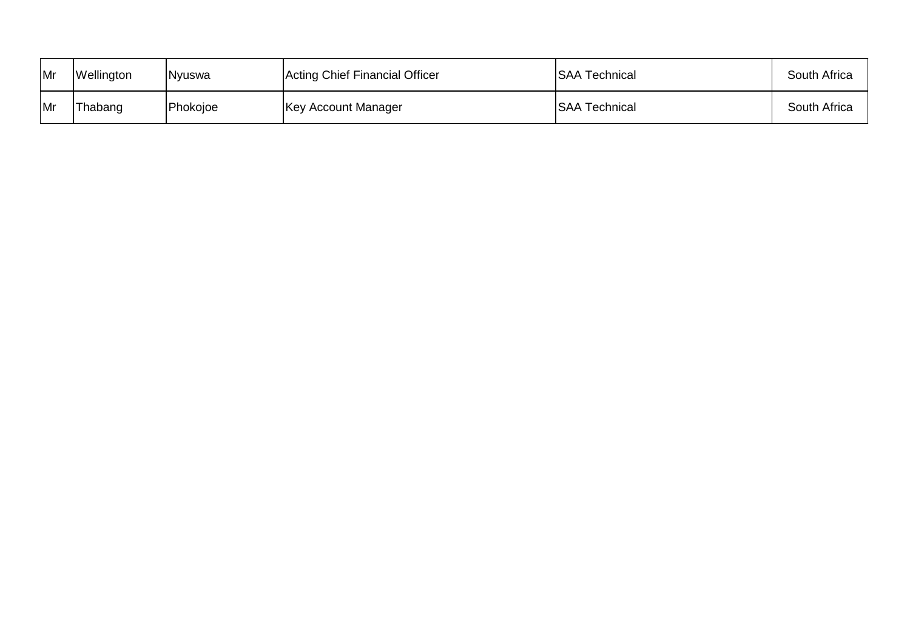| | | | | | |
|---|---|---|---|---|---|
| Mr | Wellington | Nyuswa | Acting Chief Financial Officer | SAA Technical | South Africa |
| Mr | Thabang | Phokojoe | Key Account Manager | SAA Technical | South Africa |